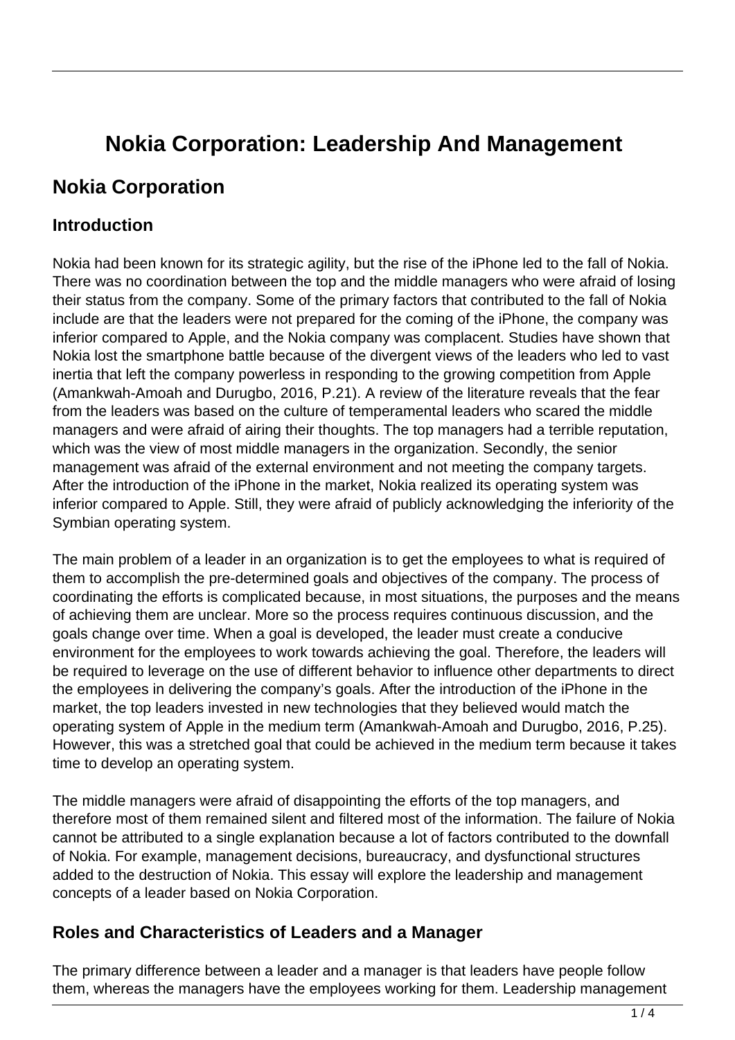# Nokia Corporation: Leadership And Management

## Nokia Corporation

### Introduction

Nokia had been known for its strategic agility, but the rise of the iPhone led to the fall of Nokia. There was no coordination between the top and the middle managers who were afraid of losing their status from the company. Some of the primary factors that contributed to the fall of Nokia include are that the leaders were not prepared for the coming of the iPhone, the company was inferior compared to Apple, and the Nokia company was complacent. Studies have shown that Nokia lost the smartphone battle because of the divergent views of the leaders who led to vast inertia that left the company powerless in responding to the growing competition from Apple (Amankwah-Amoah and Durugbo, 2016, P.21). A review of the literature reveals that the fear from the leaders was based on the culture of temperamental leaders who scared the middle managers and were afraid of airing their thoughts. The top managers had a terrible reputation, which was the view of most middle managers in the organization. Secondly, the senior management was afraid of the external environment and not meeting the company targets. After the introduction of the iPhone in the market, Nokia realized its operating system was inferior compared to Apple. Still, they were afraid of publicly acknowledging the inferiority of the Symbian operating system.

The main problem of a leader in an organization is to get the employees to what is required of them to accomplish the pre-determined goals and objectives of the company. The process of coordinating the efforts is complicated because, in most situations, the purposes and the means of achieving them are unclear. More so the process requires continuous discussion, and the goals change over time. When a goal is developed, the leader must create a conducive environment for the employees to work towards achieving the goal. Therefore, the leaders will be required to leverage on the use of different behavior to influence other departments to direct the employees in delivering the company's goals. After the introduction of the iPhone in the market, the top leaders invested in new technologies that they believed would match the operating system of Apple in the medium term (Amankwah-Amoah and Durugbo, 2016, P.25). However, this was a stretched goal that could be achieved in the medium term because it takes time to develop an operating system.

The middle managers were afraid of disappointing the efforts of the top managers, and therefore most of them remained silent and filtered most of the information. The failure of Nokia cannot be attributed to a single explanation because a lot of factors contributed to the downfall of Nokia. For example, management decisions, bureaucracy, and dysfunctional structures added to the destruction of Nokia. This essay will explore the leadership and management concepts of a leader based on Nokia Corporation.

### Roles and Characteristics of Leaders and a Manager

The primary difference between a leader and a manager is that leaders have people follow them, whereas the managers have the employees working for them. Leadership management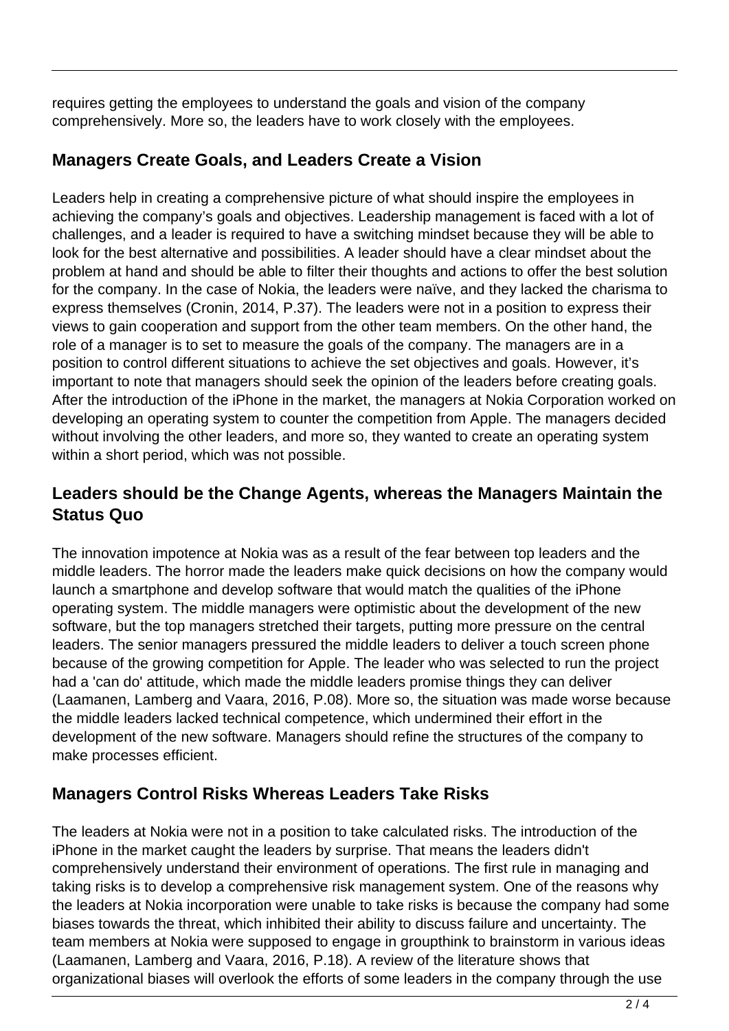requires getting the employees to understand the goals and vision of the company comprehensively. More so, the leaders have to work closely with the employees.

## Managers Create Goals, and Leaders Create a Vision

Leaders help in creating a comprehensive picture of what should inspire the employees in achieving the company's goals and objectives. Leadership management is faced with a lot of challenges, and a leader is required to have a switching mindset because they will be able to look for the best alternative and possibilities. A leader should have a clear mindset about the problem at hand and should be able to filter their thoughts and actions to offer the best solution for the company. In the case of Nokia, the leaders were naïve, and they lacked the charisma to express themselves (Cronin, 2014, P.37). The leaders were not in a position to express their views to gain cooperation and support from the other team members. On the other hand, the role of a manager is to set to measure the goals of the company. The managers are in a position to control different situations to achieve the set objectives and goals. However, it's important to note that managers should seek the opinion of the leaders before creating goals. After the introduction of the iPhone in the market, the managers at Nokia Corporation worked on developing an operating system to counter the competition from Apple. The managers decided without involving the other leaders, and more so, they wanted to create an operating system within a short period, which was not possible.

## Leaders should be the Change Agents, whereas the Managers Maintain the Status Quo

The innovation impotence at Nokia was as a result of the fear between top leaders and the middle leaders. The horror made the leaders make quick decisions on how the company would launch a smartphone and develop software that would match the qualities of the iPhone operating system. The middle managers were optimistic about the development of the new software, but the top managers stretched their targets, putting more pressure on the central leaders. The senior managers pressured the middle leaders to deliver a touch screen phone because of the growing competition for Apple. The leader who was selected to run the project had a 'can do' attitude, which made the middle leaders promise things they can deliver (Laamanen, Lamberg and Vaara, 2016, P.08). More so, the situation was made worse because the middle leaders lacked technical competence, which undermined their effort in the development of the new software. Managers should refine the structures of the company to make processes efficient.

## Managers Control Risks Whereas Leaders Take Risks

The leaders at Nokia were not in a position to take calculated risks. The introduction of the iPhone in the market caught the leaders by surprise. That means the leaders didn't comprehensively understand their environment of operations. The first rule in managing and taking risks is to develop a comprehensive risk management system. One of the reasons why the leaders at Nokia incorporation were unable to take risks is because the company had some biases towards the threat, which inhibited their ability to discuss failure and uncertainty. The team members at Nokia were supposed to engage in groupthink to brainstorm in various ideas (Laamanen, Lamberg and Vaara, 2016, P.18). A review of the literature shows that organizational biases will overlook the efforts of some leaders in the company through the use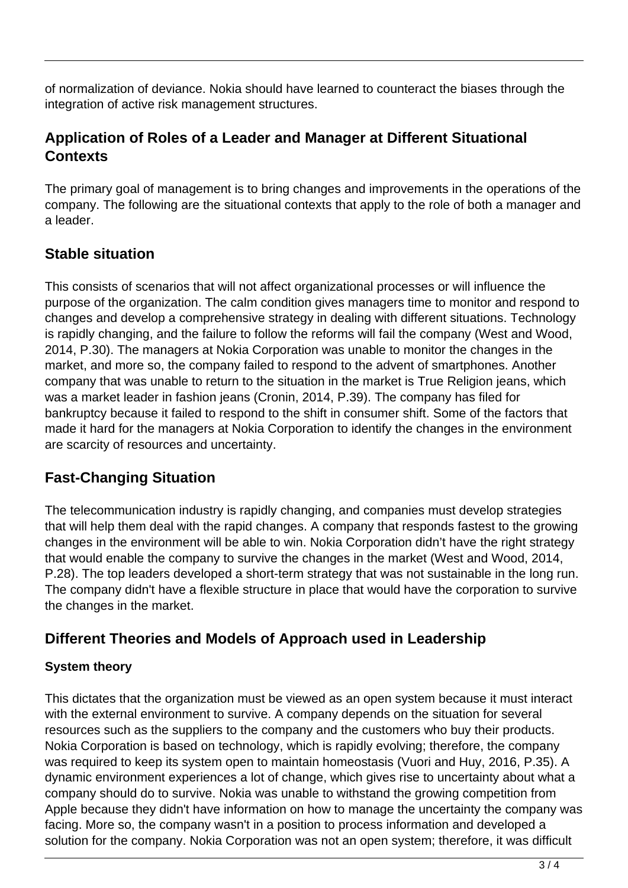of normalization of deviance. Nokia should have learned to counteract the biases through the integration of active risk management structures.

## Application of Roles of a Leader and Manager at Different Situational Contexts

The primary goal of management is to bring changes and improvements in the operations of the company. The following are the situational contexts that apply to the role of both a manager and a leader.

## Stable situation

This consists of scenarios that will not affect organizational processes or will influence the purpose of the organization. The calm condition gives managers time to monitor and respond to changes and develop a comprehensive strategy in dealing with different situations. Technology is rapidly changing, and the failure to follow the reforms will fail the company (West and Wood, 2014, P.30). The managers at Nokia Corporation was unable to monitor the changes in the market, and more so, the company failed to respond to the advent of smartphones. Another company that was unable to return to the situation in the market is True Religion jeans, which was a market leader in fashion jeans (Cronin, 2014, P.39). The company has filed for bankruptcy because it failed to respond to the shift in consumer shift. Some of the factors that made it hard for the managers at Nokia Corporation to identify the changes in the environment are scarcity of resources and uncertainty.

## Fast-Changing Situation

The telecommunication industry is rapidly changing, and companies must develop strategies that will help them deal with the rapid changes. A company that responds fastest to the growing changes in the environment will be able to win. Nokia Corporation didn't have the right strategy that would enable the company to survive the changes in the market (West and Wood, 2014, P.28). The top leaders developed a short-term strategy that was not sustainable in the long run. The company didn't have a flexible structure in place that would have the corporation to survive the changes in the market.

## Different Theories and Models of Approach used in Leadership

### System theory

This dictates that the organization must be viewed as an open system because it must interact with the external environment to survive. A company depends on the situation for several resources such as the suppliers to the company and the customers who buy their products. Nokia Corporation is based on technology, which is rapidly evolving; therefore, the company was required to keep its system open to maintain homeostasis (Vuori and Huy, 2016, P.35). A dynamic environment experiences a lot of change, which gives rise to uncertainty about what a company should do to survive. Nokia was unable to withstand the growing competition from Apple because they didn't have information on how to manage the uncertainty the company was facing. More so, the company wasn't in a position to process information and developed a solution for the company. Nokia Corporation was not an open system; therefore, it was difficult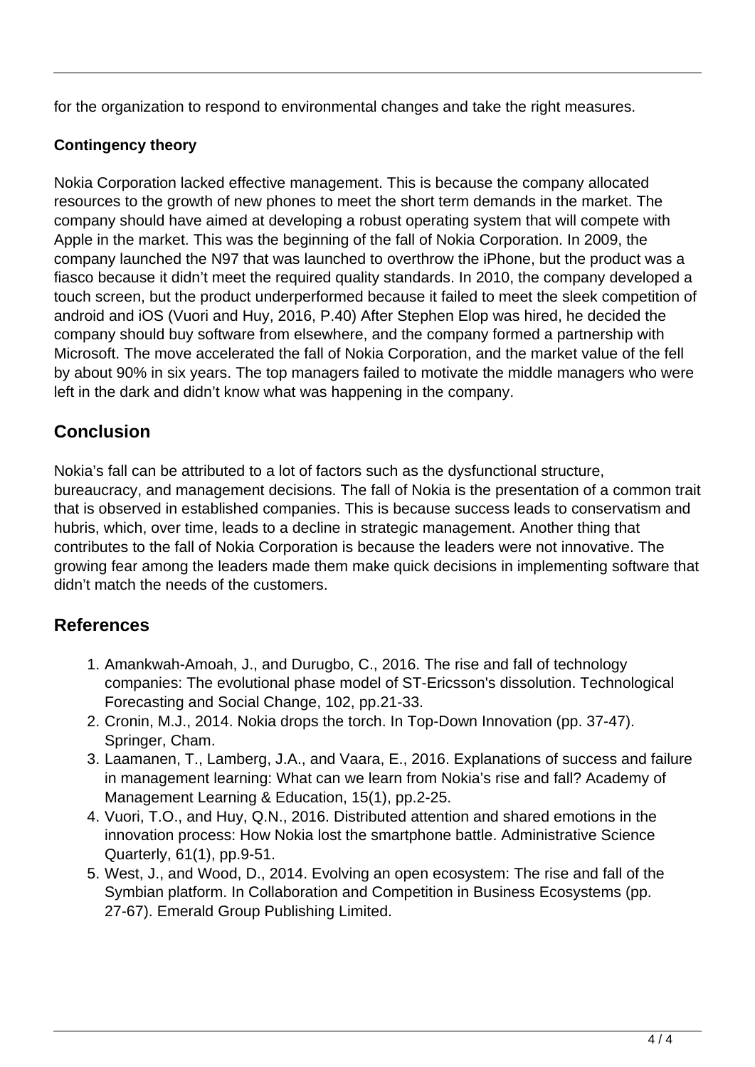for the organization to respond to environmental changes and take the right measures.

**Contingency theory**

Nokia Corporation lacked effective management. This is because the company allocated resources to the growth of new phones to meet the short term demands in the market. The company should have aimed at developing a robust operating system that will compete with Apple in the market. This was the beginning of the fall of Nokia Corporation. In 2009, the company launched the N97 that was launched to overthrow the iPhone, but the product was a fiasco because it didn't meet the required quality standards. In 2010, the company developed a touch screen, but the product underperformed because it failed to meet the sleek competition of android and iOS (Vuori and Huy, 2016, P.40) After Stephen Elop was hired, he decided the company should buy software from elsewhere, and the company formed a partnership with Microsoft. The move accelerated the fall of Nokia Corporation, and the market value of the fell by about 90% in six years. The top managers failed to motivate the middle managers who were left in the dark and didn't know what was happening in the company.

## Conclusion

Nokia's fall can be attributed to a lot of factors such as the dysfunctional structure, bureaucracy, and management decisions. The fall of Nokia is the presentation of a common trait that is observed in established companies. This is because success leads to conservatism and hubris, which, over time, leads to a decline in strategic management. Another thing that contributes to the fall of Nokia Corporation is because the leaders were not innovative. The growing fear among the leaders made them make quick decisions in implementing software that didn't match the needs of the customers.

## References

1. Amankwah-Amoah, J., and Durugbo, C., 2016. The rise and fall of technology companies: The evolutional phase model of ST-Ericsson's dissolution. Technological Forecasting and Social Change, 102, pp.21-33.
2. Cronin, M.J., 2014. Nokia drops the torch. In Top-Down Innovation (pp. 37-47). Springer, Cham.
3. Laamanen, T., Lamberg, J.A., and Vaara, E., 2016. Explanations of success and failure in management learning: What can we learn from Nokia's rise and fall? Academy of Management Learning & Education, 15(1), pp.2-25.
4. Vuori, T.O., and Huy, Q.N., 2016. Distributed attention and shared emotions in the innovation process: How Nokia lost the smartphone battle. Administrative Science Quarterly, 61(1), pp.9-51.
5. West, J., and Wood, D., 2014. Evolving an open ecosystem: The rise and fall of the Symbian platform. In Collaboration and Competition in Business Ecosystems (pp. 27-67). Emerald Group Publishing Limited.